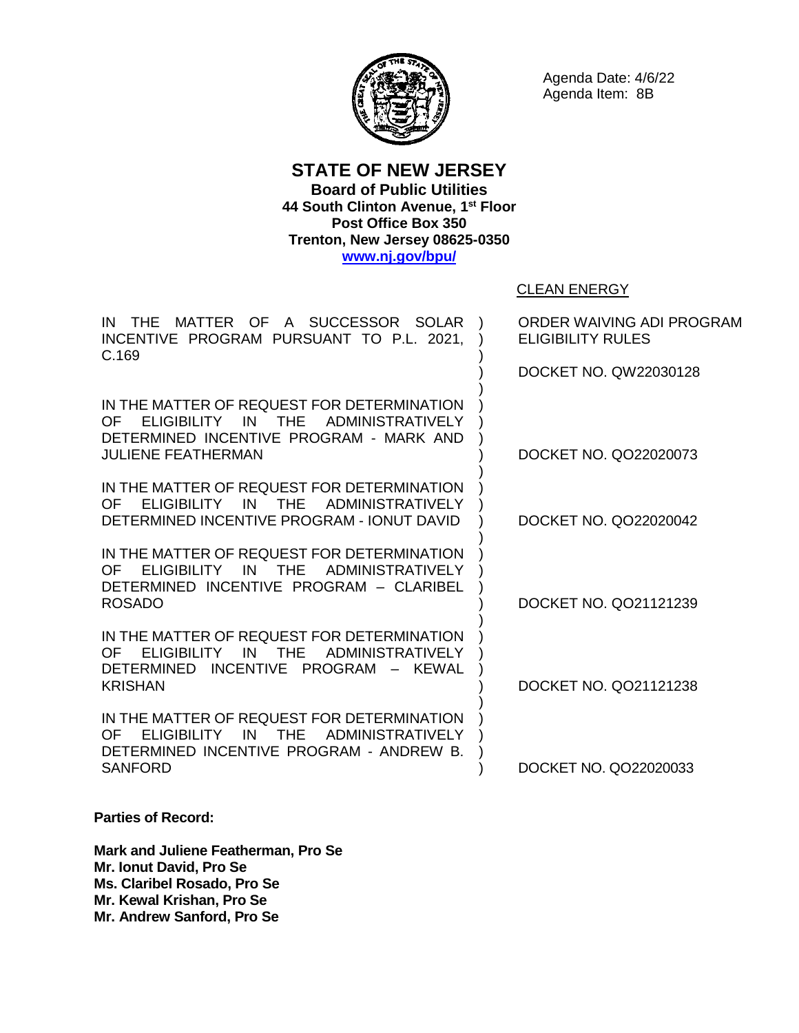Agenda Date: 4/6/22
Agenda Item: 8B

# STATE OF NEW JERSEY

**Board of Public Utilities**
**44 South Clinton Avenue, 1st Floor**
**Post Office Box 350**
**Trenton, New Jersey 08625-0350**
**[www.nj.gov/bpu/](http://www.nj.gov/bpu/)**

CLEAN ENERGY

| | |
|---|---|
| IN THE MATTER OF A SUCCESSOR SOLAR INCENTIVE PROGRAM PURSUANT TO P.L. 2021, C.169 | ORDER WAIVING ADI PROGRAM ELIGIBILITY RULES<br><br>DOCKET NO. QW22030128 |
| IN THE MATTER OF REQUEST FOR DETERMINATION OF ELIGIBILITY IN THE ADMINISTRATIVELY DETERMINED INCENTIVE PROGRAM - MARK AND JULIENE FEATHERMAN | DOCKET NO. QO22020073 |
| IN THE MATTER OF REQUEST FOR DETERMINATION OF ELIGIBILITY IN THE ADMINISTRATIVELY DETERMINED INCENTIVE PROGRAM - IONUT DAVID | DOCKET NO. QO22020042 |
| IN THE MATTER OF REQUEST FOR DETERMINATION OF ELIGIBILITY IN THE ADMINISTRATIVELY DETERMINED INCENTIVE PROGRAM – CLARIBEL ROSADO | DOCKET NO. QO21121239 |
| IN THE MATTER OF REQUEST FOR DETERMINATION OF ELIGIBILITY IN THE ADMINISTRATIVELY DETERMINED INCENTIVE PROGRAM – KEWAL KRISHAN | DOCKET NO. QO21121238 |
| IN THE MATTER OF REQUEST FOR DETERMINATION OF ELIGIBILITY IN THE ADMINISTRATIVELY DETERMINED INCENTIVE PROGRAM - ANDREW B. SANFORD | DOCKET NO. QO22020033 |

**Parties of Record:**

**Mark and Juliene Featherman, Pro Se**
**Mr. Ionut David, Pro Se**
**Ms. Claribel Rosado, Pro Se**
**Mr. Kewal Krishan, Pro Se**
**Mr. Andrew Sanford, Pro Se**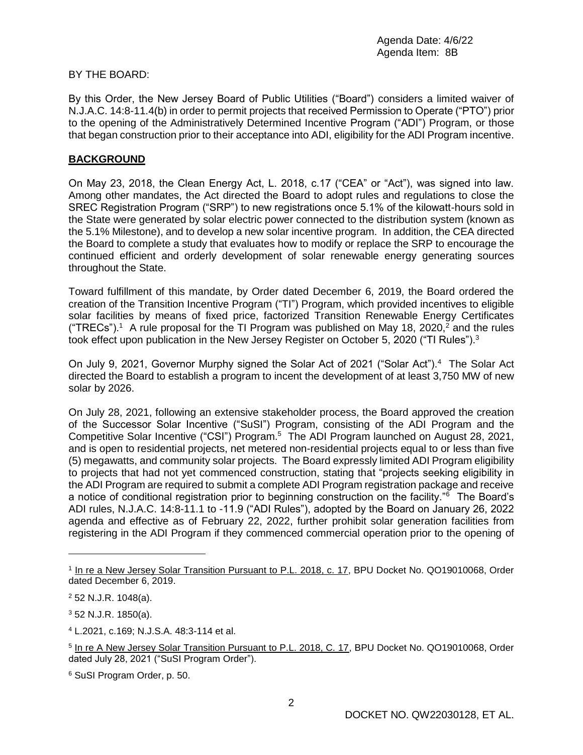BY THE BOARD:

By this Order, the New Jersey Board of Public Utilities ("Board") considers a limited waiver of N.J.A.C. 14:8-11.4(b) in order to permit projects that received Permission to Operate ("PTO") prior to the opening of the Administratively Determined Incentive Program ("ADI") Program, or those that began construction prior to their acceptance into ADI, eligibility for the ADI Program incentive.

## BACKGROUND

On May 23, 2018, the Clean Energy Act, L. 2018, c.17 ("CEA" or "Act"), was signed into law. Among other mandates, the Act directed the Board to adopt rules and regulations to close the SREC Registration Program ("SRP") to new registrations once 5.1% of the kilowatt-hours sold in the State were generated by solar electric power connected to the distribution system (known as the 5.1% Milestone), and to develop a new solar incentive program. In addition, the CEA directed the Board to complete a study that evaluates how to modify or replace the SRP to encourage the continued efficient and orderly development of solar renewable energy generating sources throughout the State.

Toward fulfillment of this mandate, by Order dated December 6, 2019, the Board ordered the creation of the Transition Incentive Program ("TI") Program, which provided incentives to eligible solar facilities by means of fixed price, factorized Transition Renewable Energy Certificates ("TRECs").[1] A rule proposal for the TI Program was published on May 18, 2020,[2] and the rules took effect upon publication in the New Jersey Register on October 5, 2020 ("TI Rules").[3]

On July 9, 2021, Governor Murphy signed the Solar Act of 2021 ("Solar Act").[4] The Solar Act directed the Board to establish a program to incent the development of at least 3,750 MW of new solar by 2026.

On July 28, 2021, following an extensive stakeholder process, the Board approved the creation of the Successor Solar Incentive ("SuSI") Program, consisting of the ADI Program and the Competitive Solar Incentive ("CSI") Program.[5] The ADI Program launched on August 28, 2021, and is open to residential projects, net metered non-residential projects equal to or less than five (5) megawatts, and community solar projects. The Board expressly limited ADI Program eligibility to projects that had not yet commenced construction, stating that "projects seeking eligibility in the ADI Program are required to submit a complete ADI Program registration package and receive a notice of conditional registration prior to beginning construction on the facility."[6] The Board's ADI rules, N.J.A.C. 14:8-11.1 to -11.9 ("ADI Rules"), adopted by the Board on January 26, 2022 agenda and effective as of February 22, 2022, further prohibit solar generation facilities from registering in the ADI Program if they commenced commercial operation prior to the opening of

---

[1] In re a New Jersey Solar Transition Pursuant to P.L. 2018, c. 17, BPU Docket No. QO19010068, Order dated December 6, 2019.

[2] 52 N.J.R. 1048(a).

[3] 52 N.J.R. 1850(a).

[4] L.2021, c.169; N.J.S.A. 48:3-114 et al.

[5] In re A New Jersey Solar Transition Pursuant to P.L. 2018, C. 17, BPU Docket No. QO19010068, Order dated July 28, 2021 ("SuSI Program Order").

[6] SuSI Program Order, p. 50.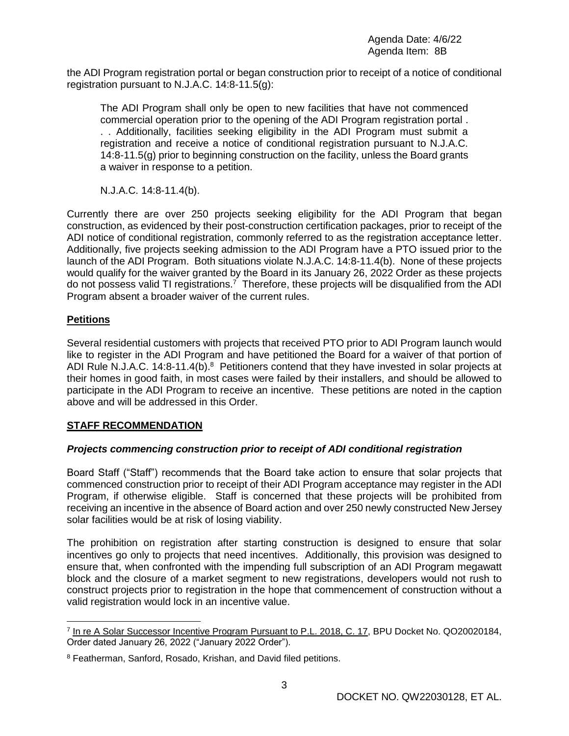the ADI Program registration portal or began construction prior to receipt of a notice of conditional registration pursuant to N.J.A.C. 14:8-11.5(g):

> The ADI Program shall only be open to new facilities that have not commenced commercial operation prior to the opening of the ADI Program registration portal . . . Additionally, facilities seeking eligibility in the ADI Program must submit a registration and receive a notice of conditional registration pursuant to N.J.A.C. 14:8-11.5(g) prior to beginning construction on the facility, unless the Board grants a waiver in response to a petition.
>
> N.J.A.C. 14:8-11.4(b).

Currently there are over 250 projects seeking eligibility for the ADI Program that began construction, as evidenced by their post-construction certification packages, prior to receipt of the ADI notice of conditional registration, commonly referred to as the registration acceptance letter. Additionally, five projects seeking admission to the ADI Program have a PTO issued prior to the launch of the ADI Program. Both situations violate N.J.A.C. 14:8-11.4(b). None of these projects would qualify for the waiver granted by the Board in its January 26, 2022 Order as these projects do not possess valid TI registrations.[7] Therefore, these projects will be disqualified from the ADI Program absent a broader waiver of the current rules.

## **Petitions**

Several residential customers with projects that received PTO prior to ADI Program launch would like to register in the ADI Program and have petitioned the Board for a waiver of that portion of ADI Rule N.J.A.C. 14:8-11.4(b).[8] Petitioners contend that they have invested in solar projects at their homes in good faith, in most cases were failed by their installers, and should be allowed to participate in the ADI Program to receive an incentive. These petitions are noted in the caption above and will be addressed in this Order.

## **STAFF RECOMMENDATION**

### ***Projects commencing construction prior to receipt of ADI conditional registration***

Board Staff ("Staff") recommends that the Board take action to ensure that solar projects that commenced construction prior to receipt of their ADI Program acceptance may register in the ADI Program, if otherwise eligible. Staff is concerned that these projects will be prohibited from receiving an incentive in the absence of Board action and over 250 newly constructed New Jersey solar facilities would be at risk of losing viability.

The prohibition on registration after starting construction is designed to ensure that solar incentives go only to projects that need incentives. Additionally, this provision was designed to ensure that, when confronted with the impending full subscription of an ADI Program megawatt block and the closure of a market segment to new registrations, developers would not rush to construct projects prior to registration in the hope that commencement of construction without a valid registration would lock in an incentive value.

---

[7] In re A Solar Successor Incentive Program Pursuant to P.L. 2018, C. 17, BPU Docket No. QO20020184, Order dated January 26, 2022 ("January 2022 Order").

[8] Featherman, Sanford, Rosado, Krishan, and David filed petitions.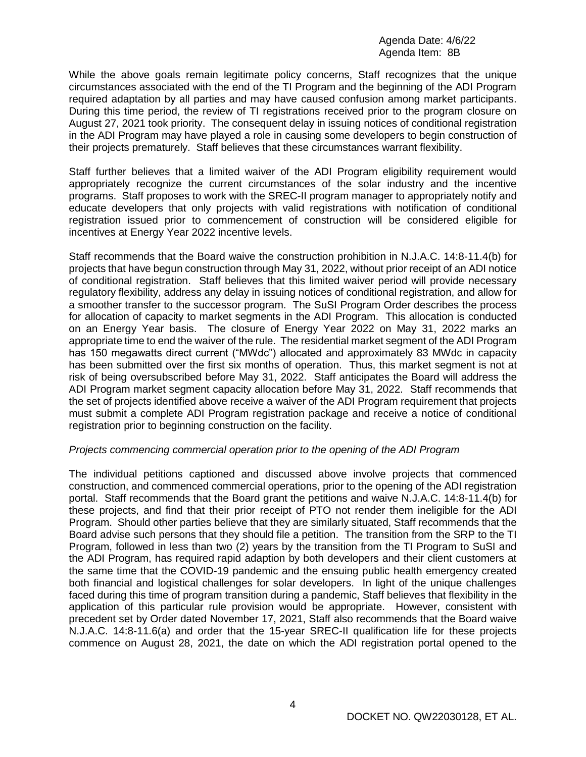While the above goals remain legitimate policy concerns, Staff recognizes that the unique circumstances associated with the end of the TI Program and the beginning of the ADI Program required adaptation by all parties and may have caused confusion among market participants. During this time period, the review of TI registrations received prior to the program closure on August 27, 2021 took priority. The consequent delay in issuing notices of conditional registration in the ADI Program may have played a role in causing some developers to begin construction of their projects prematurely. Staff believes that these circumstances warrant flexibility.

Staff further believes that a limited waiver of the ADI Program eligibility requirement would appropriately recognize the current circumstances of the solar industry and the incentive programs. Staff proposes to work with the SREC-II program manager to appropriately notify and educate developers that only projects with valid registrations with notification of conditional registration issued prior to commencement of construction will be considered eligible for incentives at Energy Year 2022 incentive levels.

Staff recommends that the Board waive the construction prohibition in N.J.A.C. 14:8-11.4(b) for projects that have begun construction through May 31, 2022, without prior receipt of an ADI notice of conditional registration. Staff believes that this limited waiver period will provide necessary regulatory flexibility, address any delay in issuing notices of conditional registration, and allow for a smoother transfer to the successor program. The SuSI Program Order describes the process for allocation of capacity to market segments in the ADI Program. This allocation is conducted on an Energy Year basis. The closure of Energy Year 2022 on May 31, 2022 marks an appropriate time to end the waiver of the rule. The residential market segment of the ADI Program has 150 megawatts direct current ("MWdc") allocated and approximately 83 MWdc in capacity has been submitted over the first six months of operation. Thus, this market segment is not at risk of being oversubscribed before May 31, 2022. Staff anticipates the Board will address the ADI Program market segment capacity allocation before May 31, 2022. Staff recommends that the set of projects identified above receive a waiver of the ADI Program requirement that projects must submit a complete ADI Program registration package and receive a notice of conditional registration prior to beginning construction on the facility.

*Projects commencing commercial operation prior to the opening of the ADI Program*

The individual petitions captioned and discussed above involve projects that commenced construction, and commenced commercial operations, prior to the opening of the ADI registration portal. Staff recommends that the Board grant the petitions and waive N.J.A.C. 14:8-11.4(b) for these projects, and find that their prior receipt of PTO not render them ineligible for the ADI Program. Should other parties believe that they are similarly situated, Staff recommends that the Board advise such persons that they should file a petition. The transition from the SRP to the TI Program, followed in less than two (2) years by the transition from the TI Program to SuSI and the ADI Program, has required rapid adaption by both developers and their client customers at the same time that the COVID-19 pandemic and the ensuing public health emergency created both financial and logistical challenges for solar developers. In light of the unique challenges faced during this time of program transition during a pandemic, Staff believes that flexibility in the application of this particular rule provision would be appropriate. However, consistent with precedent set by Order dated November 17, 2021, Staff also recommends that the Board waive N.J.A.C. 14:8-11.6(a) and order that the 15-year SREC-II qualification life for these projects commence on August 28, 2021, the date on which the ADI registration portal opened to the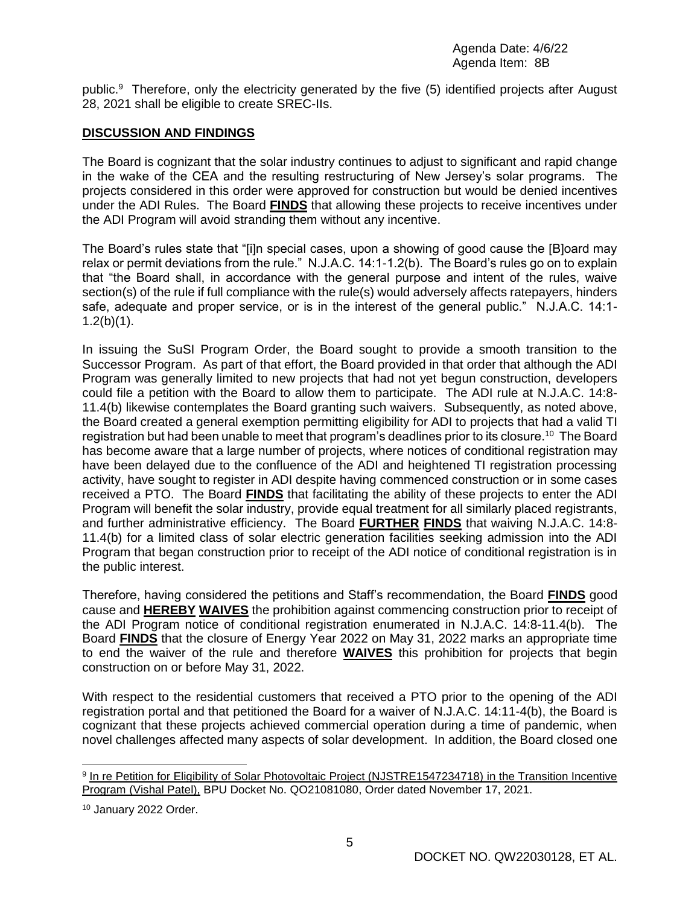public.[9] Therefore, only the electricity generated by the five (5) identified projects after August 28, 2021 shall be eligible to create SREC-IIs.

## DISCUSSION AND FINDINGS

The Board is cognizant that the solar industry continues to adjust to significant and rapid change in the wake of the CEA and the resulting restructuring of New Jersey's solar programs. The projects considered in this order were approved for construction but would be denied incentives under the ADI Rules. The Board **FINDS** that allowing these projects to receive incentives under the ADI Program will avoid stranding them without any incentive.

The Board's rules state that "[i]n special cases, upon a showing of good cause the [B]oard may relax or permit deviations from the rule." N.J.A.C. 14:1-1.2(b). The Board's rules go on to explain that "the Board shall, in accordance with the general purpose and intent of the rules, waive section(s) of the rule if full compliance with the rule(s) would adversely affects ratepayers, hinders safe, adequate and proper service, or is in the interest of the general public." N.J.A.C. 14:1-1.2(b)(1).

In issuing the SuSI Program Order, the Board sought to provide a smooth transition to the Successor Program. As part of that effort, the Board provided in that order that although the ADI Program was generally limited to new projects that had not yet begun construction, developers could file a petition with the Board to allow them to participate. The ADI rule at N.J.A.C. 14:8-11.4(b) likewise contemplates the Board granting such waivers. Subsequently, as noted above, the Board created a general exemption permitting eligibility for ADI to projects that had a valid TI registration but had been unable to meet that program's deadlines prior to its closure.[10] The Board has become aware that a large number of projects, where notices of conditional registration may have been delayed due to the confluence of the ADI and heightened TI registration processing activity, have sought to register in ADI despite having commenced construction or in some cases received a PTO. The Board **FINDS** that facilitating the ability of these projects to enter the ADI Program will benefit the solar industry, provide equal treatment for all similarly placed registrants, and further administrative efficiency. The Board **FURTHER FINDS** that waiving N.J.A.C. 14:8-11.4(b) for a limited class of solar electric generation facilities seeking admission into the ADI Program that began construction prior to receipt of the ADI notice of conditional registration is in the public interest.

Therefore, having considered the petitions and Staff's recommendation, the Board **FINDS** good cause and **HEREBY WAIVES** the prohibition against commencing construction prior to receipt of the ADI Program notice of conditional registration enumerated in N.J.A.C. 14:8-11.4(b). The Board **FINDS** that the closure of Energy Year 2022 on May 31, 2022 marks an appropriate time to end the waiver of the rule and therefore **WAIVES** this prohibition for projects that begin construction on or before May 31, 2022.

With respect to the residential customers that received a PTO prior to the opening of the ADI registration portal and that petitioned the Board for a waiver of N.J.A.C. 14:11-4(b), the Board is cognizant that these projects achieved commercial operation during a time of pandemic, when novel challenges affected many aspects of solar development. In addition, the Board closed one

---

[9] In re Petition for Eligibility of Solar Photovoltaic Project (NJSTRE1547234718) in the Transition Incentive Program (Vishal Patel), BPU Docket No. QO21081080, Order dated November 17, 2021.

[10] January 2022 Order.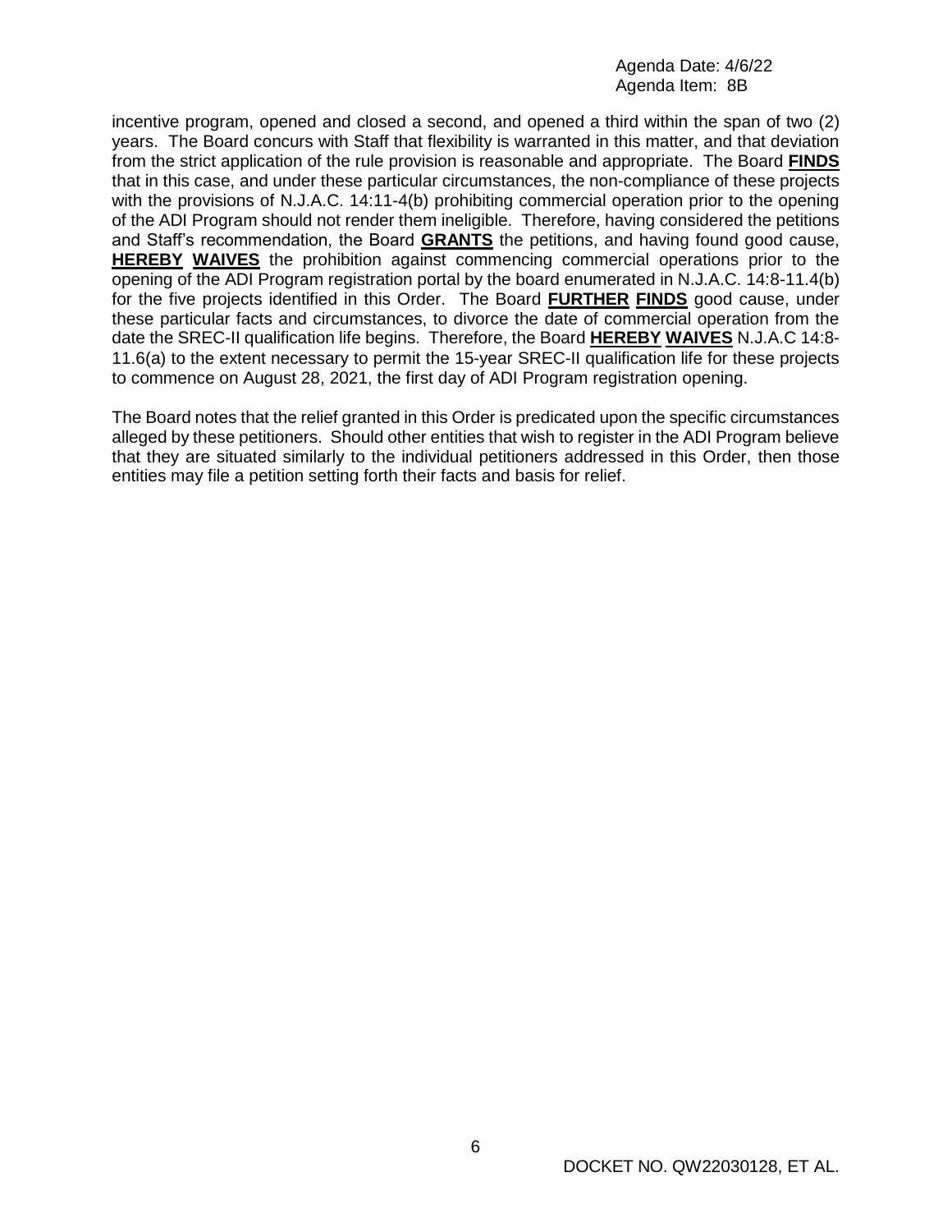incentive program, opened and closed a second, and opened a third within the span of two (2) years. The Board concurs with Staff that flexibility is warranted in this matter, and that deviation from the strict application of the rule provision is reasonable and appropriate. The Board **FINDS** that in this case, and under these particular circumstances, the non-compliance of these projects with the provisions of N.J.A.C. 14:11-4(b) prohibiting commercial operation prior to the opening of the ADI Program should not render them ineligible. Therefore, having considered the petitions and Staff's recommendation, the Board **GRANTS** the petitions, and having found good cause, **HEREBY WAIVES** the prohibition against commencing commercial operations prior to the opening of the ADI Program registration portal by the board enumerated in N.J.A.C. 14:8-11.4(b) for the five projects identified in this Order. The Board **FURTHER FINDS** good cause, under these particular facts and circumstances, to divorce the date of commercial operation from the date the SREC-II qualification life begins. Therefore, the Board **HEREBY WAIVES** N.J.A.C 14:8-11.6(a) to the extent necessary to permit the 15-year SREC-II qualification life for these projects to commence on August 28, 2021, the first day of ADI Program registration opening.

The Board notes that the relief granted in this Order is predicated upon the specific circumstances alleged by these petitioners. Should other entities that wish to register in the ADI Program believe that they are situated similarly to the individual petitioners addressed in this Order, then those entities may file a petition setting forth their facts and basis for relief.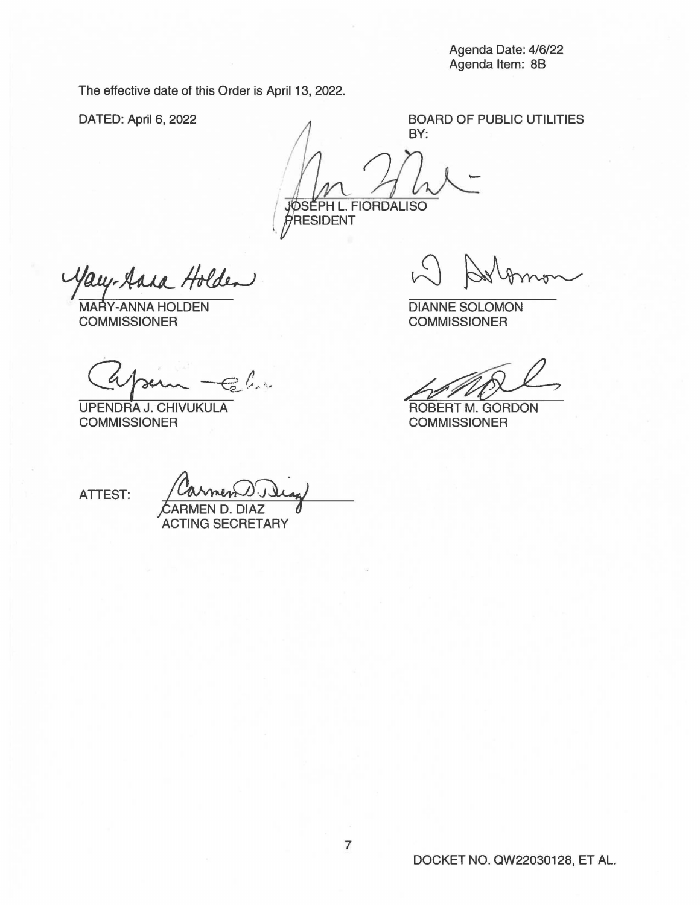Agenda Date: 4/6/22
Agenda Item: 8B

The effective date of this Order is April 13, 2022.

DATED: April 6, 2022

BOARD OF PUBLIC UTILITIES
BY:

JOSEPH L. FIORDALISO
PRESIDENT

MARY-ANNA HOLDEN
COMMISSIONER

DIANNE SOLOMON
COMMISSIONER

UPENDRA J. CHIVUKULA
COMMISSIONER

ROBERT M. GORDON
COMMISSIONER

ATTEST:

CARMEN D. DIAZ
ACTING SECRETARY

DOCKET NO. QW22030128, ET AL.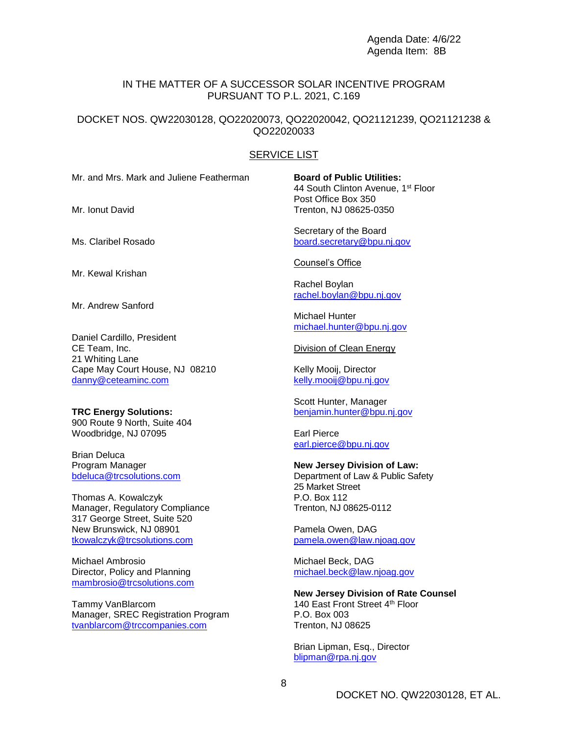Agenda Date: 4/6/22
Agenda Item: 8B

IN THE MATTER OF A SUCCESSOR SOLAR INCENTIVE PROGRAM PURSUANT TO P.L. 2021, C.169

DOCKET NOS. QW22030128, QO22020073, QO22020042, QO21121239, QO21121238 & QO22020033

## SERVICE LIST

Mr. and Mrs. Mark and Juliene Featherman

Mr. Ionut David

Ms. Claribel Rosado

Mr. Kewal Krishan

Mr. Andrew Sanford

Daniel Cardillo, President
CE Team, Inc.
21 Whiting Lane
Cape May Court House, NJ 08210
danny@ceteaminc.com

**TRC Energy Solutions:**
900 Route 9 North, Suite 404
Woodbridge, NJ 07095

Brian Deluca
Program Manager
bdeluca@trcsolutions.com

Thomas A. Kowalczyk
Manager, Regulatory Compliance
317 George Street, Suite 520
New Brunswick, NJ 08901
tkowalczyk@trcsolutions.com

Michael Ambrosio
Director, Policy and Planning
mambrosio@trcsolutions.com

Tammy VanBlarcom
Manager, SREC Registration Program
tvanblarcom@trccompanies.com

**Board of Public Utilities:**
44 South Clinton Avenue, 1st Floor
Post Office Box 350
Trenton, NJ 08625-0350

Secretary of the Board
board.secretary@bpu.nj.gov

Counsel's Office

Rachel Boylan
rachel.boylan@bpu.nj.gov

Michael Hunter
michael.hunter@bpu.nj.gov

Division of Clean Energy

Kelly Mooij, Director
kelly.mooij@bpu.nj.gov

Scott Hunter, Manager
benjamin.hunter@bpu.nj.gov

Earl Pierce
earl.pierce@bpu.nj.gov

**New Jersey Division of Law:**
Department of Law & Public Safety
25 Market Street
P.O. Box 112
Trenton, NJ 08625-0112

Pamela Owen, DAG
pamela.owen@law.njoag.gov

Michael Beck, DAG
michael.beck@law.njoag.gov

**New Jersey Division of Rate Counsel**
140 East Front Street 4th Floor
P.O. Box 003
Trenton, NJ 08625

Brian Lipman, Esq., Director
blipman@rpa.nj.gov